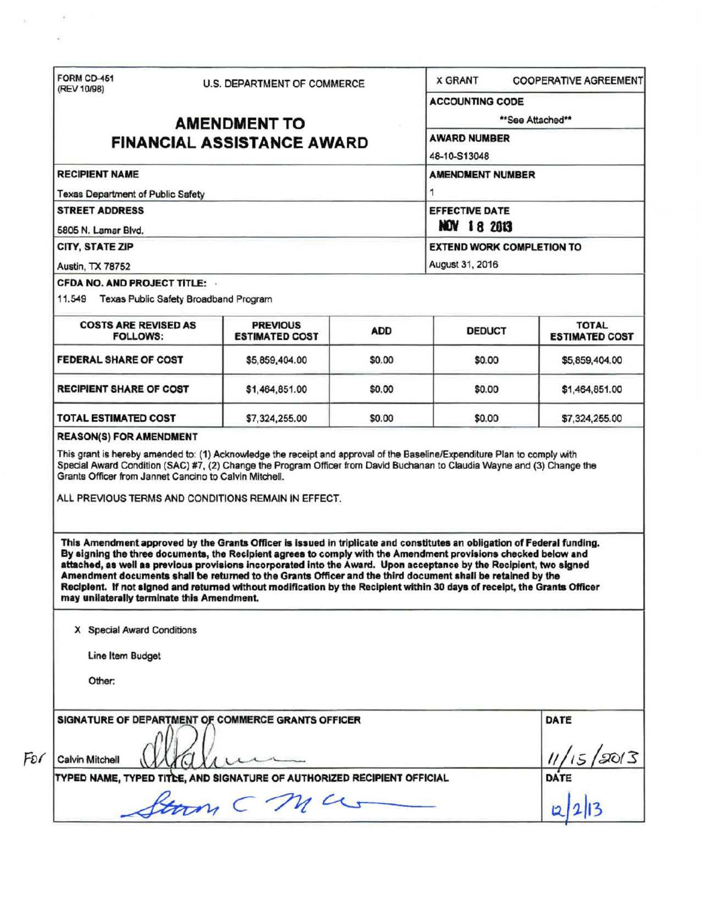FORM CD-451
(REV 10/98)

U.S. DEPARTMENT OF COMMERCE

X GRANT     COOPERATIVE AGREEMENT

# AMENDMENT TO FINANCIAL ASSISTANCE AWARD

**ACCOUNTING CODE**
**See Attached**

**AWARD NUMBER**
48-10-S13048

**RECIPIENT NAME**
Texas Department of Public Safety

**AMENDMENT NUMBER**
1

**STREET ADDRESS**
5805 N. Lamar Blvd.

**EFFECTIVE DATE**
NOV 18 2013

**CITY, STATE ZIP**
Austin, TX 78752

**EXTEND WORK COMPLETION TO**
August 31, 2016

**CFDA NO. AND PROJECT TITLE:**
11.549 Texas Public Safety Broadband Program

| COSTS ARE REVISED AS FOLLOWS: | PREVIOUS ESTIMATED COST | ADD | DEDUCT | TOTAL ESTIMATED COST |
|---|---|---|---|---|
| FEDERAL SHARE OF COST | $5,859,404.00 | $0.00 | $0.00 | $5,859,404.00 |
| RECIPIENT SHARE OF COST | $1,464,851.00 | $0.00 | $0.00 | $1,464,851.00 |
| TOTAL ESTIMATED COST | $7,324,255.00 | $0.00 | $0.00 | $7,324,255.00 |

**REASON(S) FOR AMENDMENT**

This grant is hereby amended to: (1) Acknowledge the receipt and approval of the Baseline/Expenditure Plan to comply with Special Award Condition (SAC) #7, (2) Change the Program Officer from David Buchanan to Claudia Wayne and (3) Change the Grants Officer from Jannet Cancino to Calvin Mitchell.

ALL PREVIOUS TERMS AND CONDITIONS REMAIN IN EFFECT.

**This Amendment approved by the Grants Officer is issued in triplicate and constitutes an obligation of Federal funding. By signing the three documents, the Recipient agrees to comply with the Amendment provisions checked below and attached, as well as previous provisions incorporated into the Award. Upon acceptance by the Recipient, two signed Amendment documents shall be returned to the Grants Officer and the third document shall be retained by the Recipient. If not signed and returned without modification by the Recipient within 30 days of receipt, the Grants Officer may unilaterally terminate this Amendment.**

X Special Award Conditions

Line Item Budget

Other:

**SIGNATURE OF DEPARTMENT OF COMMERCE GRANTS OFFICER**
For Calvin Mitchell [signature]

**DATE**
11/15/2013

**TYPED NAME, TYPED TITLE, AND SIGNATURE OF AUTHORIZED RECIPIENT OFFICIAL**
[signature]

**DATE**
12/2/13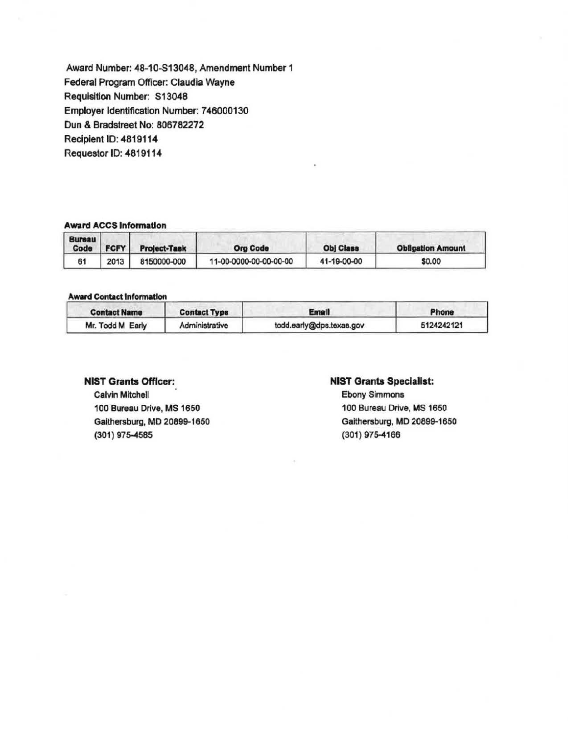Award Number: 48-10-S13048, Amendment Number 1
Federal Program Officer: Claudia Wayne
Requisition Number: S13048
Employer Identification Number: 746000130
Dun & Bradstreet No: 806782272
Recipient ID: 4819114
Requestor ID: 4819114

**Award ACCS Information**

| Bureau Code | FCFY | Project-Task | Org Code | Obj Class | Obligation Amount |
|---|---|---|---|---|---|
| 61 | 2013 | 8150000-000 | 11-00-0000-00-00-00-00 | 41-19-00-00 | $0.00 |

**Award Contact Information**

| Contact Name | Contact Type | Email | Phone |
|---|---|---|---|
| Mr. Todd M Early | Administrative | todd.early@dps.texas.gov | 5124242121 |

**NIST Grants Officer:**

Calvin Mitchell
100 Bureau Drive, MS 1650
Gaithersburg, MD 20899-1650
(301) 975-4585

**NIST Grants Specialist:**

Ebony Simmons
100 Bureau Drive, MS 1650
Gaithersburg, MD 20899-1650
(301) 975-4166